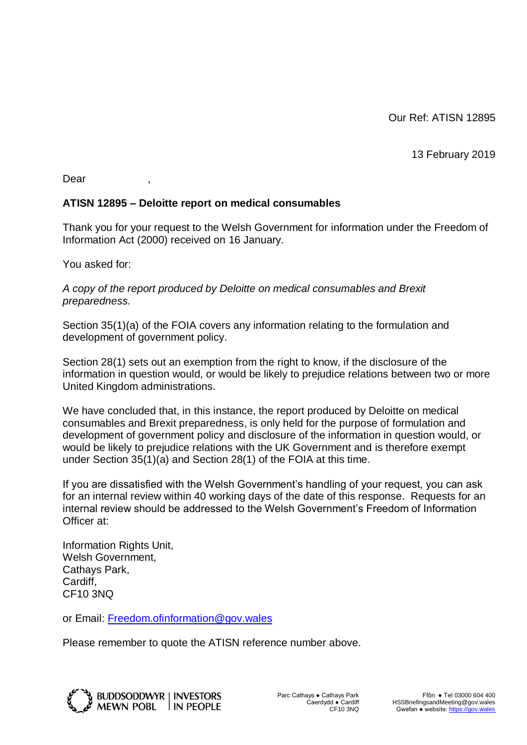Our Ref: ATISN 12895

13 February 2019

Dear ,

**ATISN 12895 – Deloitte report on medical consumables**

Thank you for your request to the Welsh Government for information under the Freedom of Information Act (2000) received on 16 January.

You asked for:

*A copy of the report produced by Deloitte on medical consumables and Brexit preparedness.*

Section 35(1)(a) of the FOIA covers any information relating to the formulation and development of government policy.

Section 28(1) sets out an exemption from the right to know, if the disclosure of the information in question would, or would be likely to prejudice relations between two or more United Kingdom administrations.

We have concluded that, in this instance, the report produced by Deloitte on medical consumables and Brexit preparedness, is only held for the purpose of formulation and development of government policy and disclosure of the information in question would, or would be likely to prejudice relations with the UK Government and is therefore exempt under Section 35(1)(a) and Section 28(1) of the FOIA at this time.

If you are dissatisfied with the Welsh Government's handling of your request, you can ask for an internal review within 40 working days of the date of this response. Requests for an internal review should be addressed to the Welsh Government's Freedom of Information Officer at:

Information Rights Unit,
Welsh Government,
Cathays Park,
Cardiff,
CF10 3NQ

or Email: Freedom.ofinformation@gov.wales

Please remember to quote the ATISN reference number above.

BUDDSODDWYR MEWN POBL | INVESTORS IN PEOPLE

Parc Cathays ● Cathays Park
Caerdydd ● Cardiff
CF10 3NQ

Ffôn ● Tel 03000 604 400
HSSBriefingsandMeeting@gov.wales
Gwefan ● website: https://gov.wales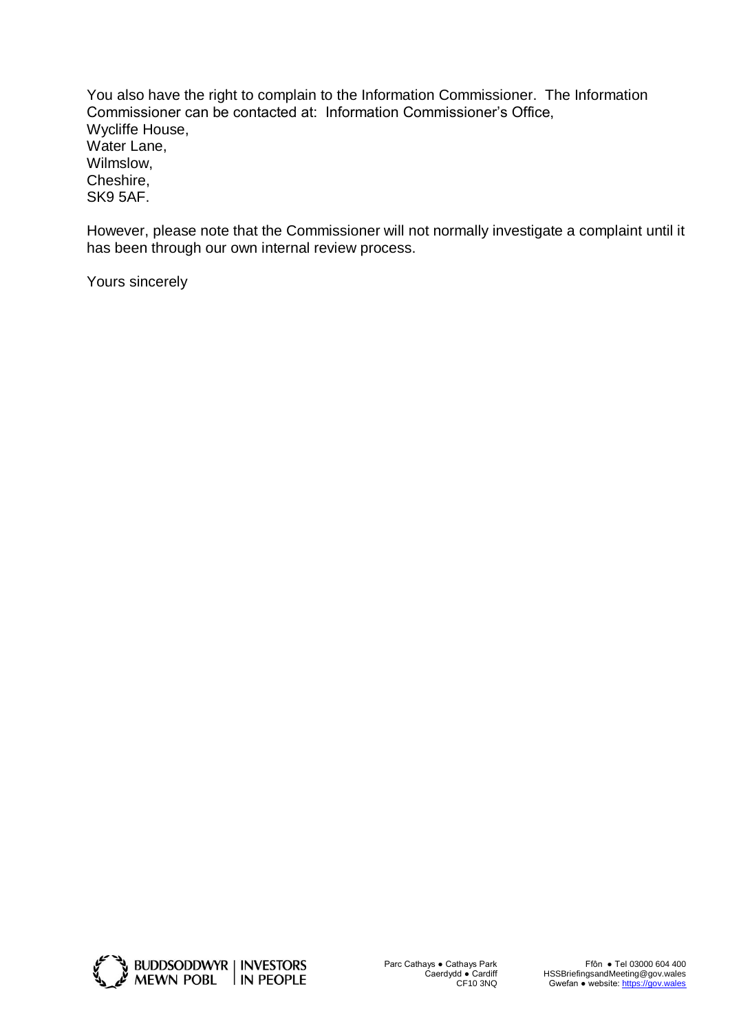You also have the right to complain to the Information Commissioner. The Information Commissioner can be contacted at: Information Commissioner's Office,
Wycliffe House,
Water Lane,
Wilmslow,
Cheshire,
SK9 5AF.

However, please note that the Commissioner will not normally investigate a complaint until it has been through our own internal review process.

Yours sincerely